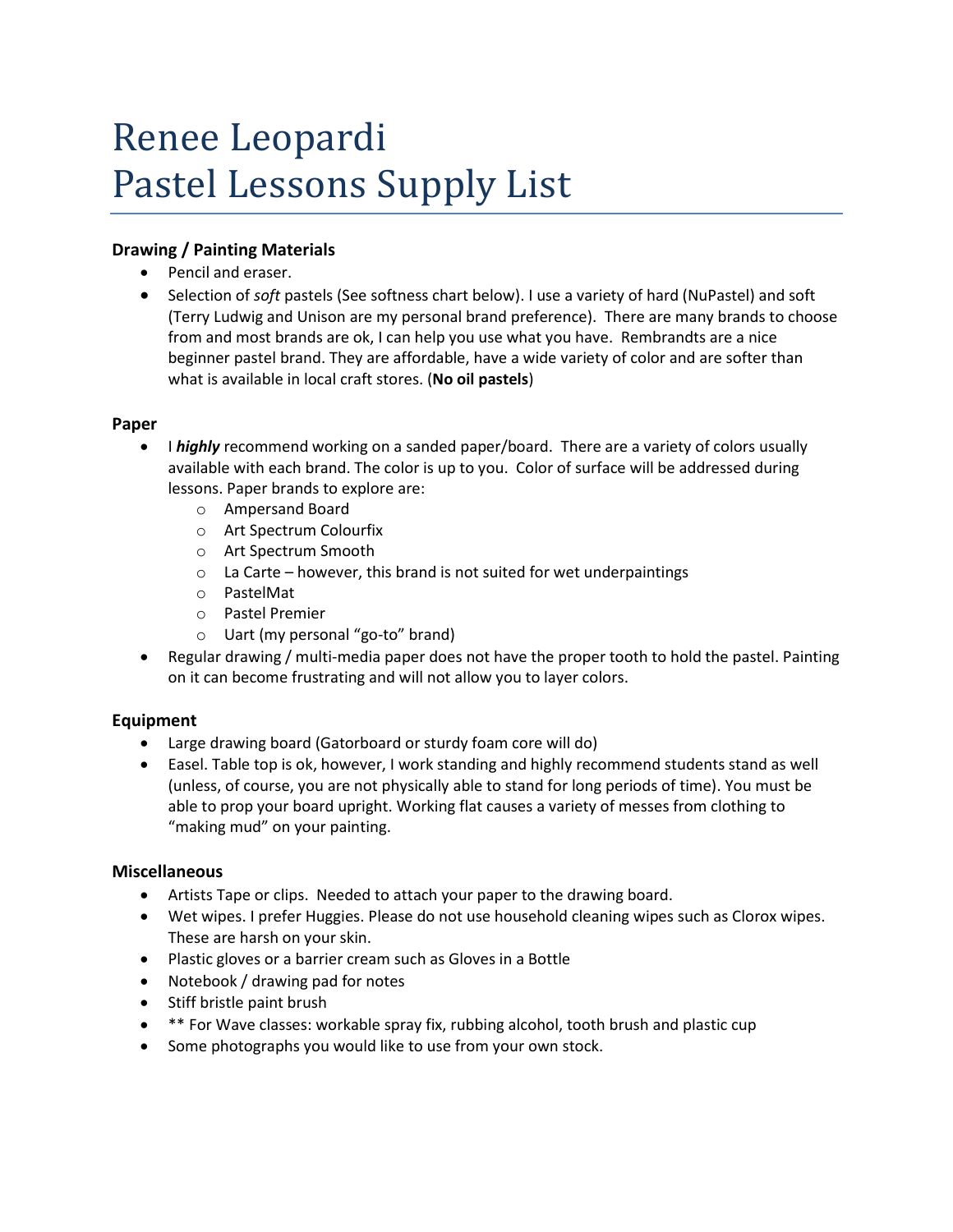# Renee Leopardi
# Pastel Lessons Supply List

### Drawing / Painting Materials

- Pencil and eraser.
- Selection of *soft* pastels (See softness chart below). I use a variety of hard (NuPastel) and soft (Terry Ludwig and Unison are my personal brand preference). There are many brands to choose from and most brands are ok, I can help you use what you have. Rembrandts are a nice beginner pastel brand. They are affordable, have a wide variety of color and are softer than what is available in local craft stores. (**No oil pastels**)

### Paper

- I ***highly*** recommend working on a sanded paper/board. There are a variety of colors usually available with each brand. The color is up to you. Color of surface will be addressed during lessons. Paper brands to explore are:
  - Ampersand Board
  - Art Spectrum Colourfix
  - Art Spectrum Smooth
  - La Carte – however, this brand is not suited for wet underpaintings
  - PastelMat
  - Pastel Premier
  - Uart (my personal "go-to" brand)
- Regular drawing / multi-media paper does not have the proper tooth to hold the pastel. Painting on it can become frustrating and will not allow you to layer colors.

### Equipment

- Large drawing board (Gatorboard or sturdy foam core will do)
- Easel. Table top is ok, however, I work standing and highly recommend students stand as well (unless, of course, you are not physically able to stand for long periods of time). You must be able to prop your board upright. Working flat causes a variety of messes from clothing to "making mud" on your painting.

### Miscellaneous

- Artists Tape or clips. Needed to attach your paper to the drawing board.
- Wet wipes. I prefer Huggies. Please do not use household cleaning wipes such as Clorox wipes. These are harsh on your skin.
- Plastic gloves or a barrier cream such as Gloves in a Bottle
- Notebook / drawing pad for notes
- Stiff bristle paint brush
- ** For Wave classes: workable spray fix, rubbing alcohol, tooth brush and plastic cup
- Some photographs you would like to use from your own stock.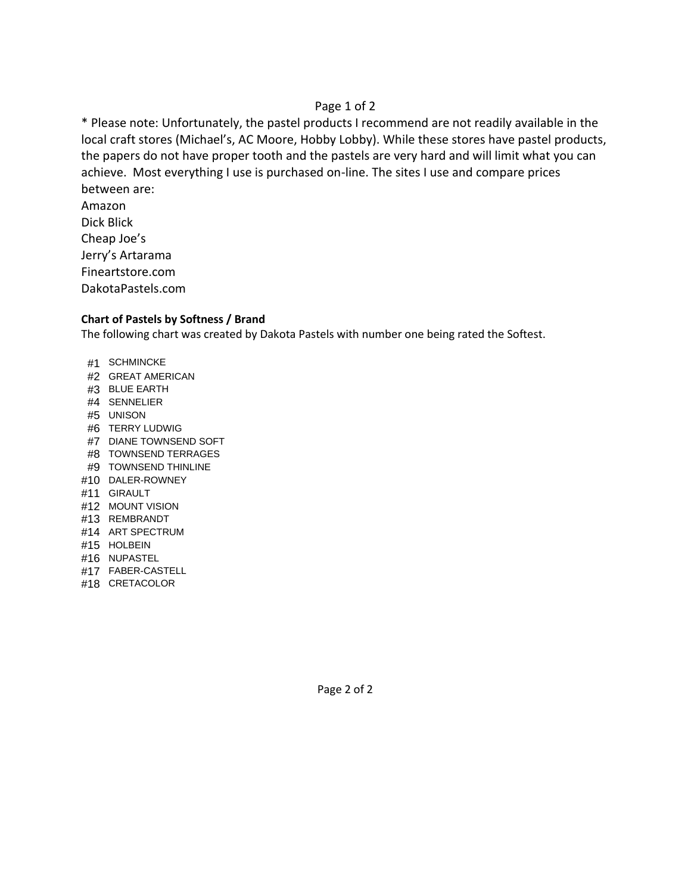* Please note: Unfortunately, the pastel products I recommend are not readily available in the local craft stores (Michael's, AC Moore, Hobby Lobby). While these stores have pastel products, the papers do not have proper tooth and the pastels are very hard and will limit what you can achieve. Most everything I use is purchased on-line. The sites I use and compare prices between are:

Amazon
Dick Blick
Cheap Joe's
Jerry's Artarama
Fineartstore.com
DakotaPastels.com

**Chart of Pastels by Softness / Brand**

The following chart was created by Dakota Pastels with number one being rated the Softest.

| | |
|---|---|
| #1 | SCHMINCKE |
| #2 | GREAT AMERICAN |
| #3 | BLUE EARTH |
| #4 | SENNELIER |
| #5 | UNISON |
| #6 | TERRY LUDWIG |
| #7 | DIANE TOWNSEND SOFT |
| #8 | TOWNSEND TERRAGES |
| #9 | TOWNSEND THINLINE |
| #10 | DALER-ROWNEY |
| #11 | GIRAULT |
| #12 | MOUNT VISION |
| #13 | REMBRANDT |
| #14 | ART SPECTRUM |
| #15 | HOLBEIN |
| #16 | NUPASTEL |
| #17 | FABER-CASTELL |
| #18 | CRETACOLOR |